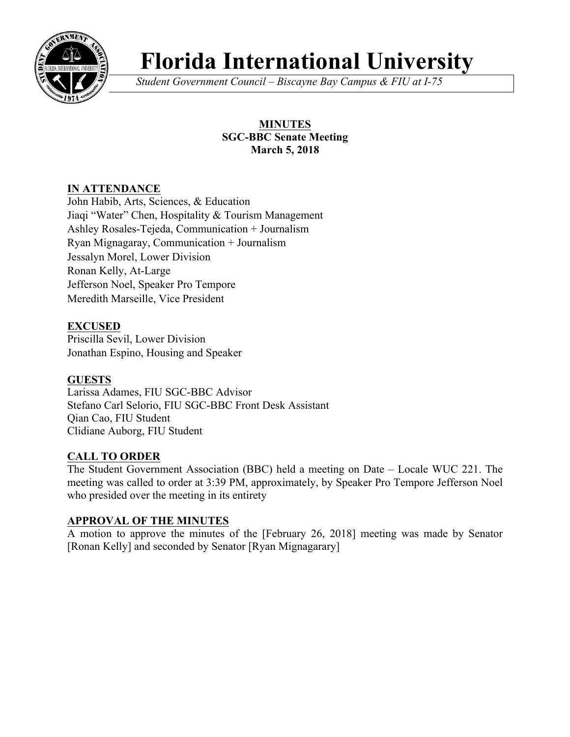# Florida International University

*Student Government Council – Biscayne Bay Campus & FIU at I-75*

**MINUTES**
**SGC-BBC Senate Meeting**
**March 5, 2018**

## IN ATTENDANCE

John Habib, Arts, Sciences, & Education
Jiaqi "Water" Chen, Hospitality & Tourism Management
Ashley Rosales-Tejeda, Communication + Journalism
Ryan Mignagaray, Communication + Journalism
Jessalyn Morel, Lower Division
Ronan Kelly, At-Large
Jefferson Noel, Speaker Pro Tempore
Meredith Marseille, Vice President

## EXCUSED

Priscilla Sevil, Lower Division
Jonathan Espino, Housing and Speaker

## GUESTS

Larissa Adames, FIU SGC-BBC Advisor
Stefano Carl Selorio, FIU SGC-BBC Front Desk Assistant
Qian Cao, FIU Student
Clidiane Auborg, FIU Student

## CALL TO ORDER

The Student Government Association (BBC) held a meeting on Date – Locale WUC 221. The meeting was called to order at 3:39 PM, approximately, by Speaker Pro Tempore Jefferson Noel who presided over the meeting in its entirety

## APPROVAL OF THE MINUTES

A motion to approve the minutes of the [February 26, 2018] meeting was made by Senator [Ronan Kelly] and seconded by Senator [Ryan Mignagarary]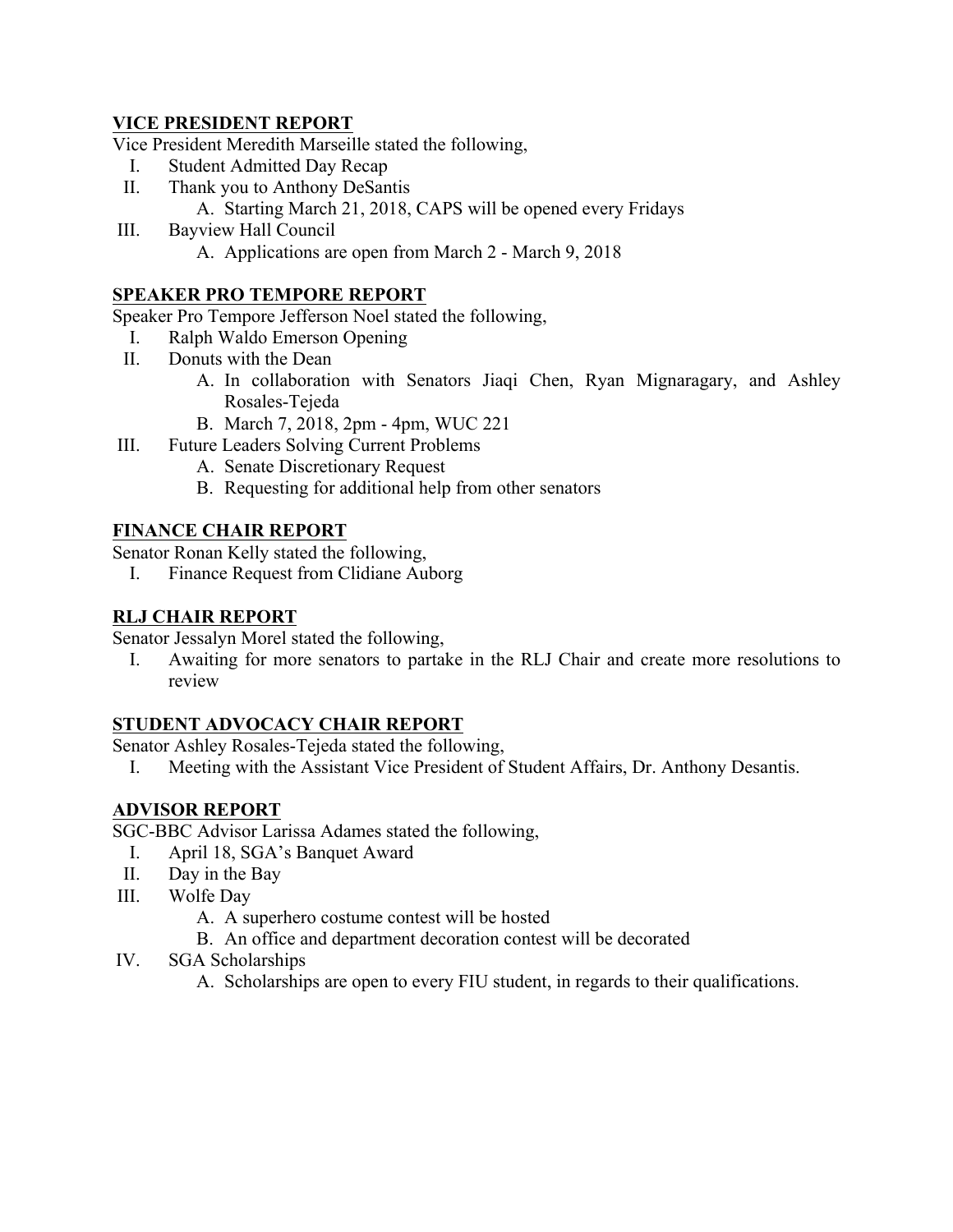**VICE PRESIDENT REPORT**

Vice President Meredith Marseille stated the following,

I. Student Admitted Day Recap
II. Thank you to Anthony DeSantis
    A. Starting March 21, 2018, CAPS will be opened every Fridays
III. Bayview Hall Council
    A. Applications are open from March 2 - March 9, 2018

**SPEAKER PRO TEMPORE REPORT**

Speaker Pro Tempore Jefferson Noel stated the following,

I. Ralph Waldo Emerson Opening
II. Donuts with the Dean
    A. In collaboration with Senators Jiaqi Chen, Ryan Mignaragary, and Ashley Rosales-Tejeda
    B. March 7, 2018, 2pm - 4pm, WUC 221
III. Future Leaders Solving Current Problems
    A. Senate Discretionary Request
    B. Requesting for additional help from other senators

**FINANCE CHAIR REPORT**

Senator Ronan Kelly stated the following,

I. Finance Request from Clidiane Auborg

**RLJ CHAIR REPORT**

Senator Jessalyn Morel stated the following,

I. Awaiting for more senators to partake in the RLJ Chair and create more resolutions to review

**STUDENT ADVOCACY CHAIR REPORT**

Senator Ashley Rosales-Tejeda stated the following,

I. Meeting with the Assistant Vice President of Student Affairs, Dr. Anthony Desantis.

**ADVISOR REPORT**

SGC-BBC Advisor Larissa Adames stated the following,

I. April 18, SGA's Banquet Award
II. Day in the Bay
III. Wolfe Day
    A. A superhero costume contest will be hosted
    B. An office and department decoration contest will be decorated
IV. SGA Scholarships
    A. Scholarships are open to every FIU student, in regards to their qualifications.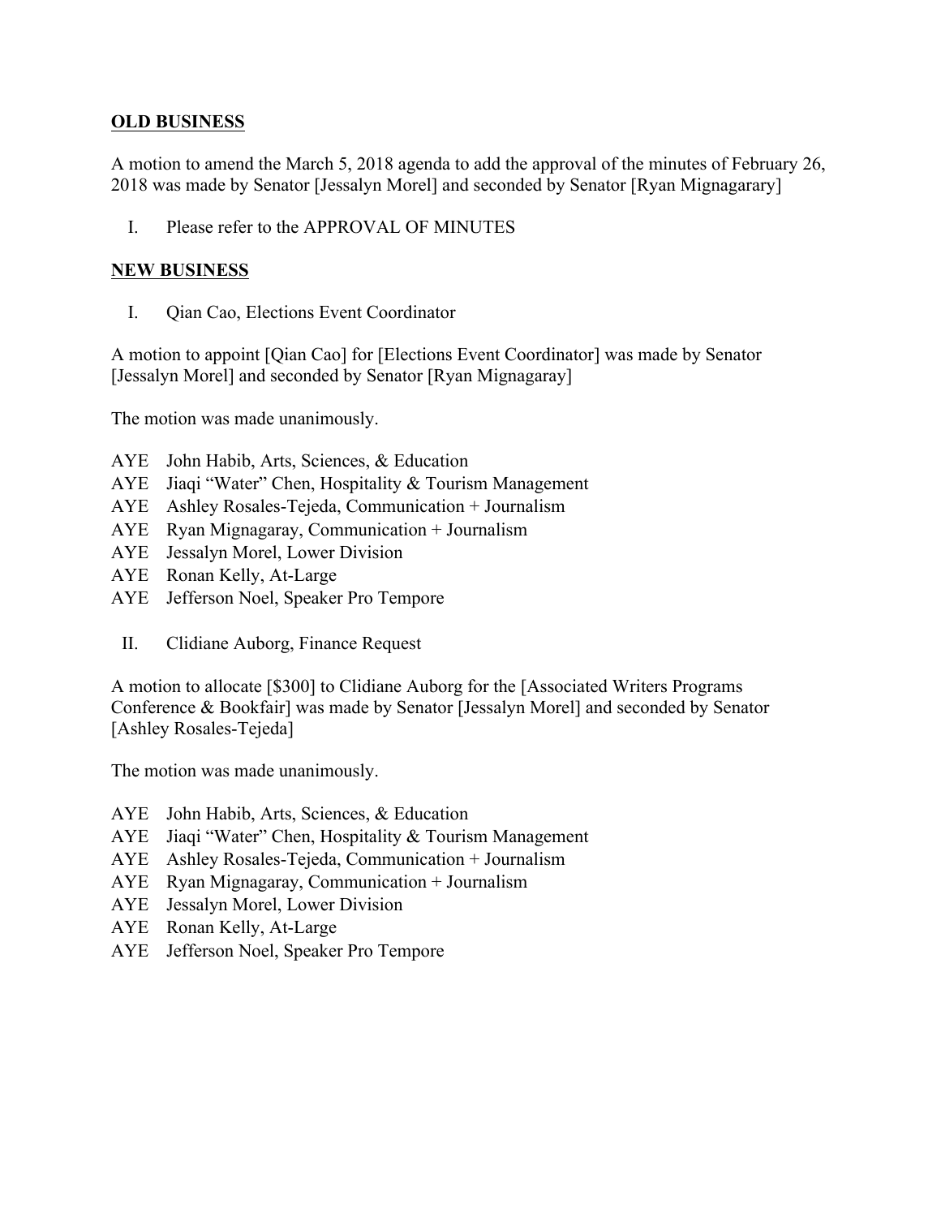**OLD BUSINESS**

A motion to amend the March 5, 2018 agenda to add the approval of the minutes of February 26, 2018 was made by Senator [Jessalyn Morel] and seconded by Senator [Ryan Mignagarary]

I. Please refer to the APPROVAL OF MINUTES

**NEW BUSINESS**

I. Qian Cao, Elections Event Coordinator

A motion to appoint [Qian Cao] for [Elections Event Coordinator] was made by Senator [Jessalyn Morel] and seconded by Senator [Ryan Mignagaray]

The motion was made unanimously.

AYE John Habib, Arts, Sciences, & Education
AYE Jiaqi "Water" Chen, Hospitality & Tourism Management
AYE Ashley Rosales-Tejeda, Communication + Journalism
AYE Ryan Mignagaray, Communication + Journalism
AYE Jessalyn Morel, Lower Division
AYE Ronan Kelly, At-Large
AYE Jefferson Noel, Speaker Pro Tempore

II. Clidiane Auborg, Finance Request

A motion to allocate [$300] to Clidiane Auborg for the [Associated Writers Programs Conference & Bookfair] was made by Senator [Jessalyn Morel] and seconded by Senator [Ashley Rosales-Tejeda]

The motion was made unanimously.

AYE John Habib, Arts, Sciences, & Education
AYE Jiaqi "Water" Chen, Hospitality & Tourism Management
AYE Ashley Rosales-Tejeda, Communication + Journalism
AYE Ryan Mignagaray, Communication + Journalism
AYE Jessalyn Morel, Lower Division
AYE Ronan Kelly, At-Large
AYE Jefferson Noel, Speaker Pro Tempore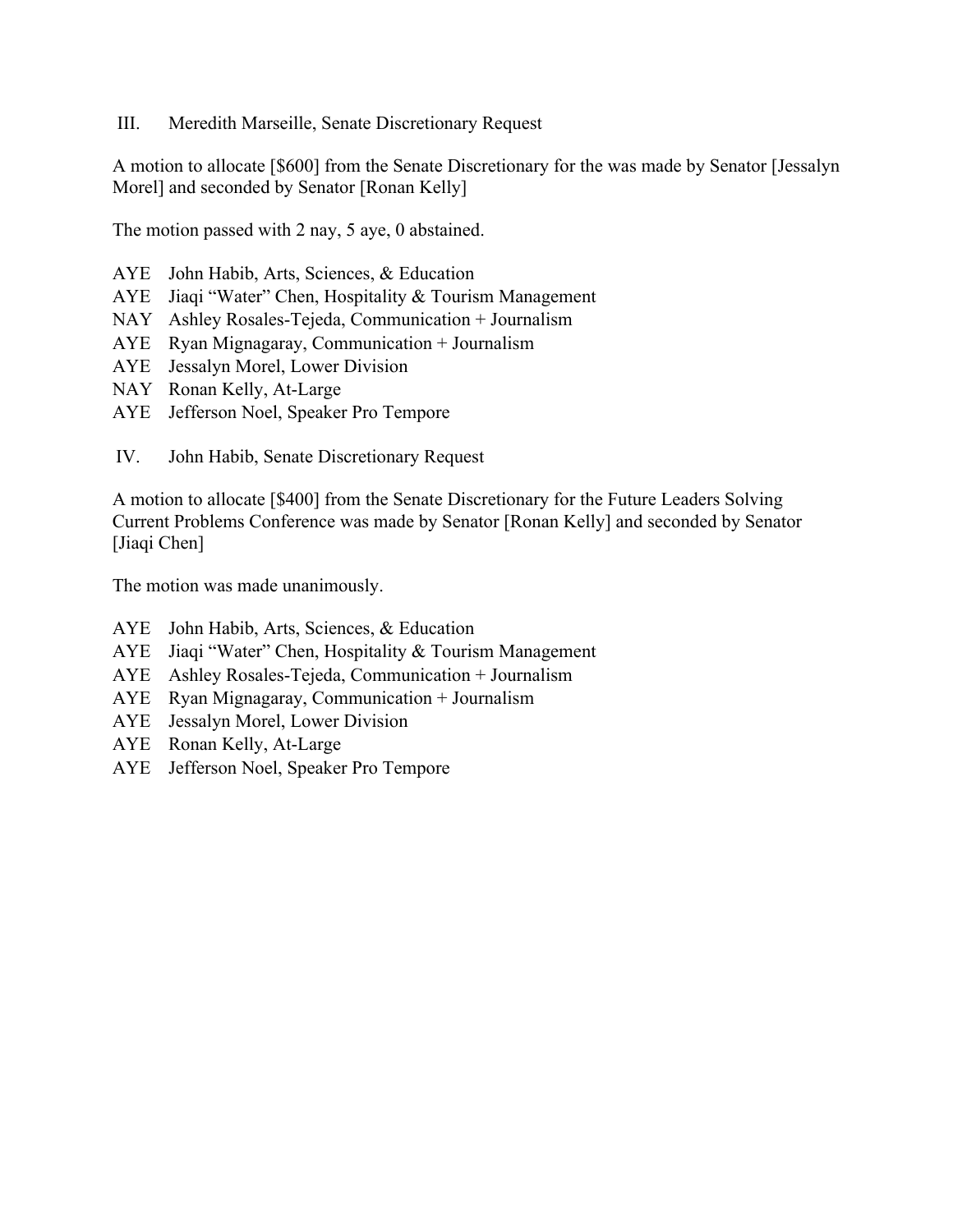III. Meredith Marseille, Senate Discretionary Request

A motion to allocate [$600] from the Senate Discretionary for the was made by Senator [Jessalyn Morel] and seconded by Senator [Ronan Kelly]

The motion passed with 2 nay, 5 aye, 0 abstained.

AYE John Habib, Arts, Sciences, & Education
AYE Jiaqi "Water" Chen, Hospitality & Tourism Management
NAY Ashley Rosales-Tejeda, Communication + Journalism
AYE Ryan Mignagaray, Communication + Journalism
AYE Jessalyn Morel, Lower Division
NAY Ronan Kelly, At-Large
AYE Jefferson Noel, Speaker Pro Tempore

IV. John Habib, Senate Discretionary Request

A motion to allocate [$400] from the Senate Discretionary for the Future Leaders Solving Current Problems Conference was made by Senator [Ronan Kelly] and seconded by Senator [Jiaqi Chen]

The motion was made unanimously.

AYE John Habib, Arts, Sciences, & Education
AYE Jiaqi "Water" Chen, Hospitality & Tourism Management
AYE Ashley Rosales-Tejeda, Communication + Journalism
AYE Ryan Mignagaray, Communication + Journalism
AYE Jessalyn Morel, Lower Division
AYE Ronan Kelly, At-Large
AYE Jefferson Noel, Speaker Pro Tempore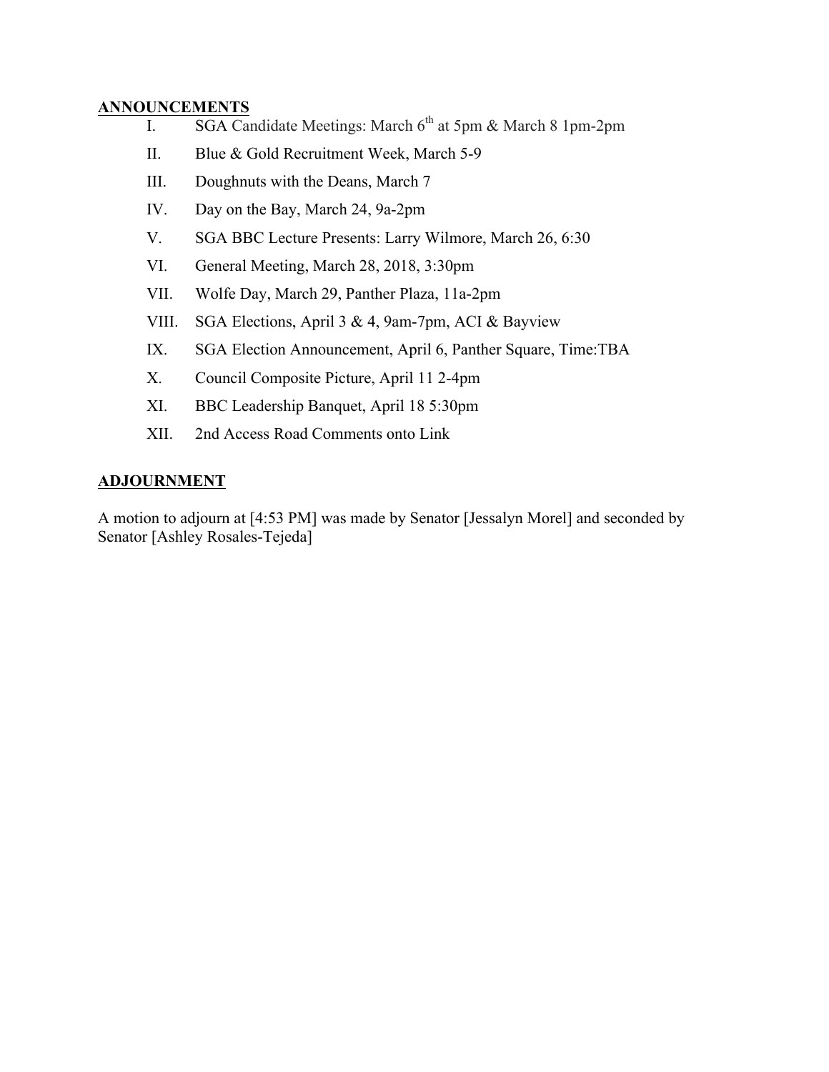**ANNOUNCEMENTS**

I. SGA Candidate Meetings: March 6th at 5pm & March 8 1pm-2pm

II. Blue & Gold Recruitment Week, March 5-9

III. Doughnuts with the Deans, March 7

IV. Day on the Bay, March 24, 9a-2pm

V. SGA BBC Lecture Presents: Larry Wilmore, March 26, 6:30

VI. General Meeting, March 28, 2018, 3:30pm

VII. Wolfe Day, March 29, Panther Plaza, 11a-2pm

VIII. SGA Elections, April 3 & 4, 9am-7pm, ACI & Bayview

IX. SGA Election Announcement, April 6, Panther Square, Time:TBA

X. Council Composite Picture, April 11 2-4pm

XI. BBC Leadership Banquet, April 18 5:30pm

XII. 2nd Access Road Comments onto Link

**ADJOURNMENT**

A motion to adjourn at [4:53 PM] was made by Senator [Jessalyn Morel] and seconded by Senator [Ashley Rosales-Tejeda]